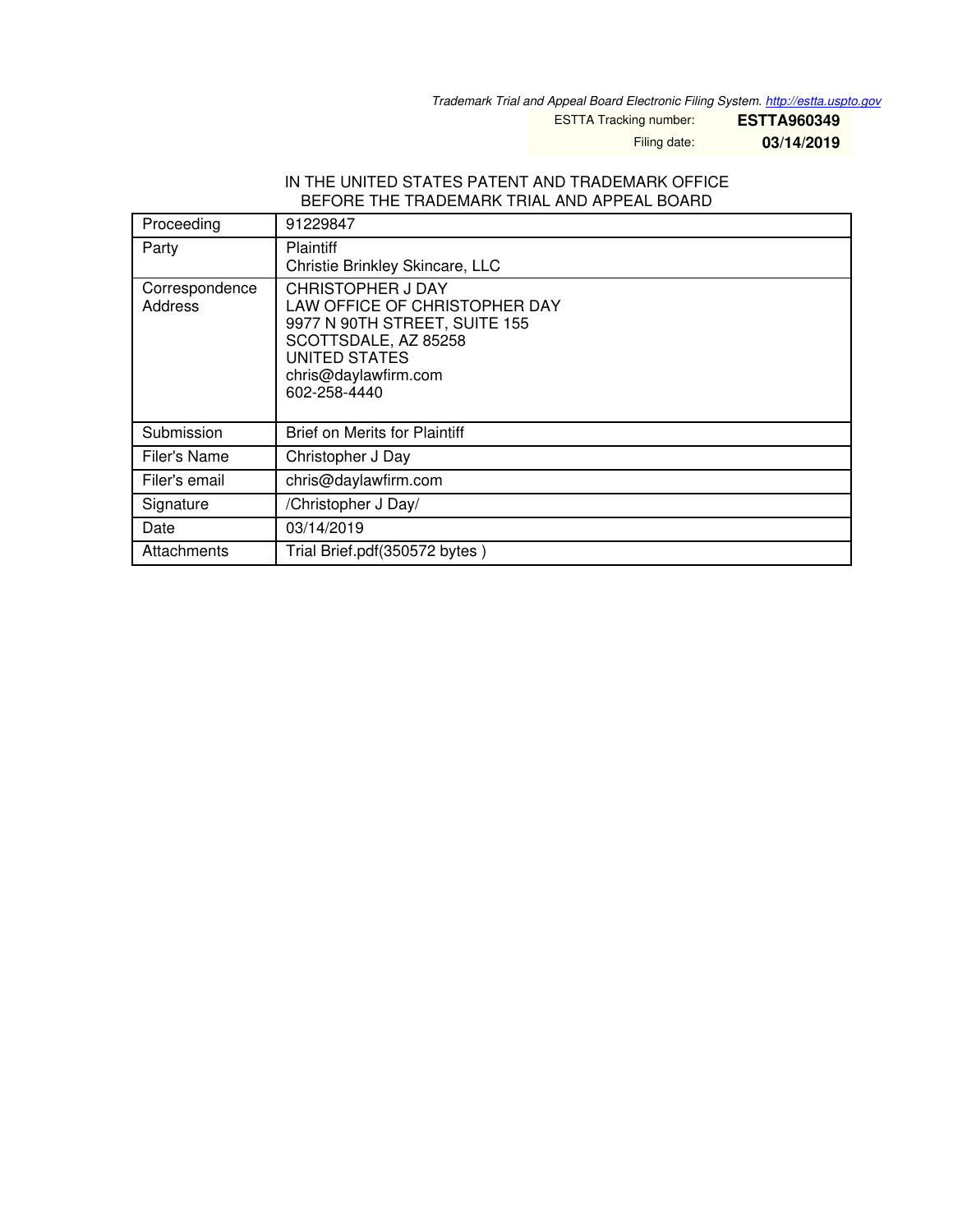*Trademark Trial and Appeal Board Electronic Filing System. http://estta.uspto.gov*

| ESTTA Tracking number: | **ESTTA960349** |
|---|---|
| Filing date: | **03/14/2019** |

IN THE UNITED STATES PATENT AND TRADEMARK OFFICE
BEFORE THE TRADEMARK TRIAL AND APPEAL BOARD

| Proceeding | 91229847 |
|---|---|
| Party | Plaintiff<br>Christie Brinkley Skincare, LLC |
| Correspondence Address | CHRISTOPHER J DAY<br>LAW OFFICE OF CHRISTOPHER DAY<br>9977 N 90TH STREET, SUITE 155<br>SCOTTSDALE, AZ 85258<br>UNITED STATES<br>chris@daylawfirm.com<br>602-258-4440 |
| Submission | Brief on Merits for Plaintiff |
| Filer's Name | Christopher J Day |
| Filer's email | chris@daylawfirm.com |
| Signature | /Christopher J Day/ |
| Date | 03/14/2019 |
| Attachments | Trial Brief.pdf(350572 bytes ) |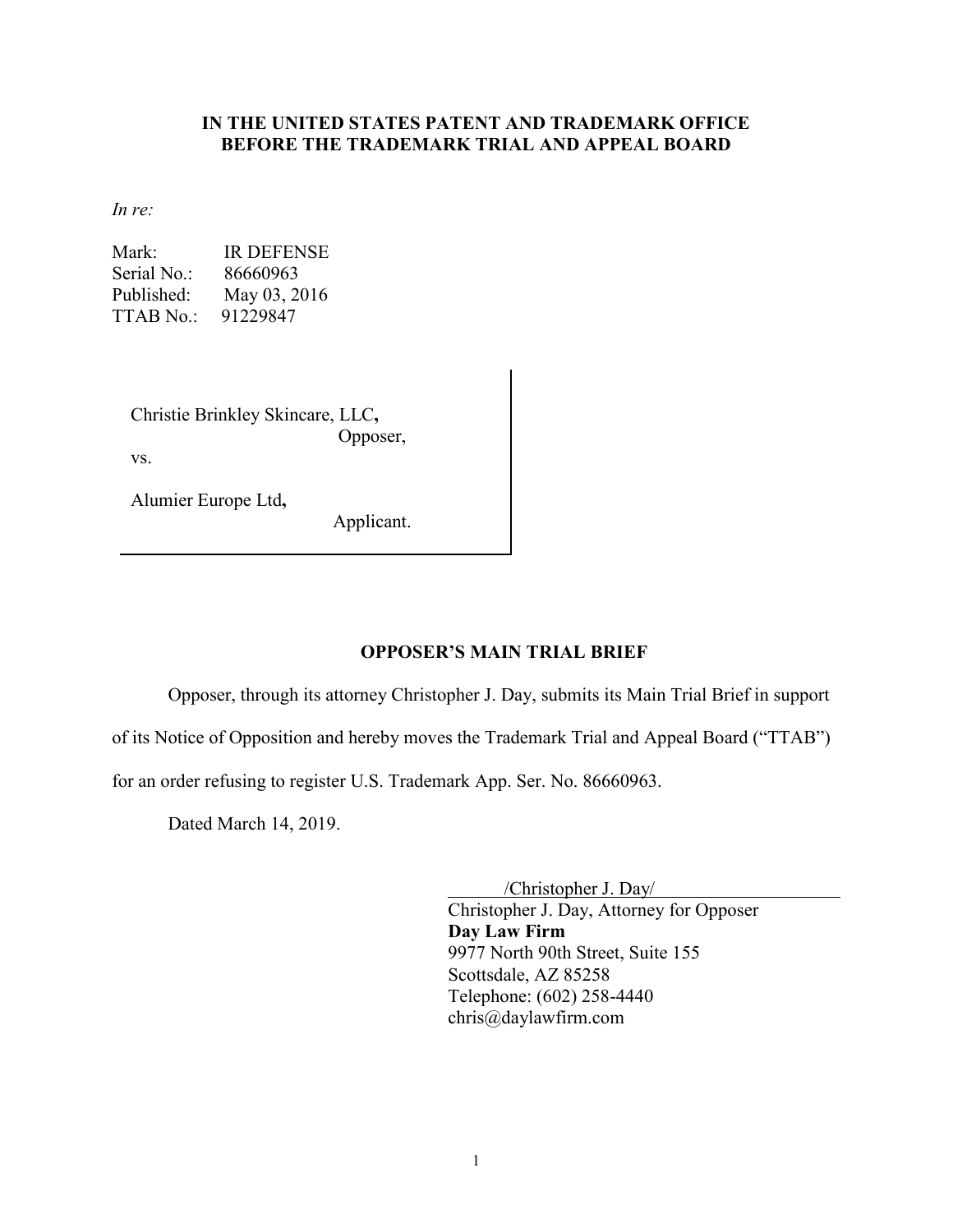**IN THE UNITED STATES PATENT AND TRADEMARK OFFICE**
**BEFORE THE TRADEMARK TRIAL AND APPEAL BOARD**

*In re:*

Mark: IR DEFENSE
Serial No.: 86660963
Published: May 03, 2016
TTAB No.: 91229847

Christie Brinkley Skincare, LLC**,**
Opposer,

vs.

Alumier Europe Ltd**,**
Applicant.

## OPPOSER'S MAIN TRIAL BRIEF

Opposer, through its attorney Christopher J. Day, submits its Main Trial Brief in support of its Notice of Opposition and hereby moves the Trademark Trial and Appeal Board ("TTAB") for an order refusing to register U.S. Trademark App. Ser. No. 86660963.

Dated March 14, 2019.

/Christopher J. Day/
Christopher J. Day, Attorney for Opposer
**Day Law Firm**
9977 North 90th Street, Suite 155
Scottsdale, AZ 85258
Telephone: (602) 258-4440
chris@daylawfirm.com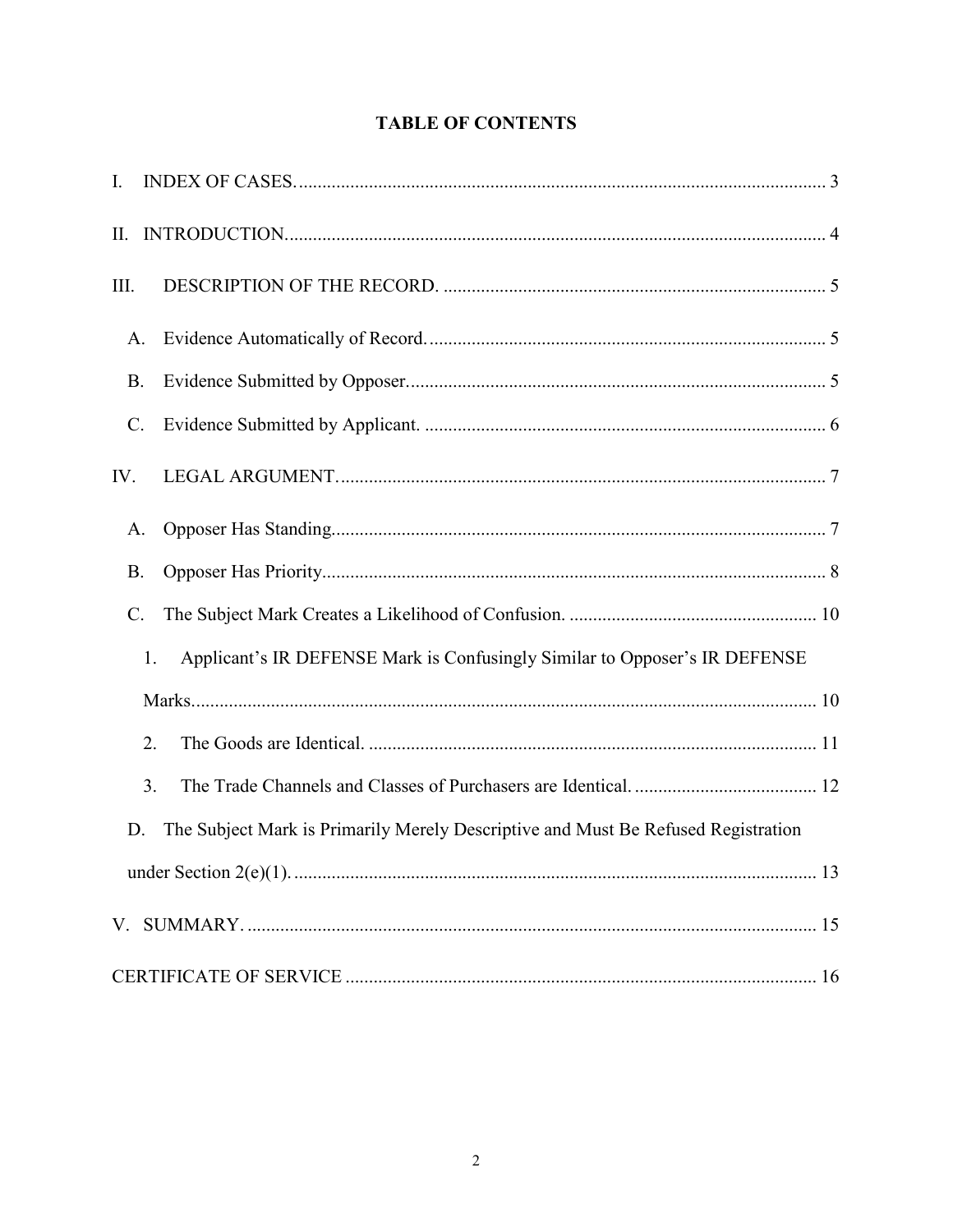# TABLE OF CONTENTS

I. INDEX OF CASES. .................................................................................................................. 3

II. INTRODUCTION. ................................................................................................................... 4

III. DESCRIPTION OF THE RECORD. ................................................................................... 5

- A. Evidence Automatically of Record. ..................................................................................... 5
- B. Evidence Submitted by Opposer. ......................................................................................... 5
- C. Evidence Submitted by Applicant. ...................................................................................... 6

IV. LEGAL ARGUMENT. ......................................................................................................... 7

- A. Opposer Has Standing. ........................................................................................................ 7
- B. Opposer Has Priority. ........................................................................................................... 8
- C. The Subject Mark Creates a Likelihood of Confusion. ..................................................... 10
  1. Applicant's IR DEFENSE Mark is Confusingly Similar to Opposer's IR DEFENSE Marks. ...................................................................................................................... 10
  2. The Goods are Identical. ................................................................................................. 11
  3. The Trade Channels and Classes of Purchasers are Identical. ....................................... 12
- D. The Subject Mark is Primarily Merely Descriptive and Must Be Refused Registration under Section 2(e)(1). ................................................................................................................ 13

V. SUMMARY. ........................................................................................................................... 15

CERTIFICATE OF SERVICE ..................................................................................................... 16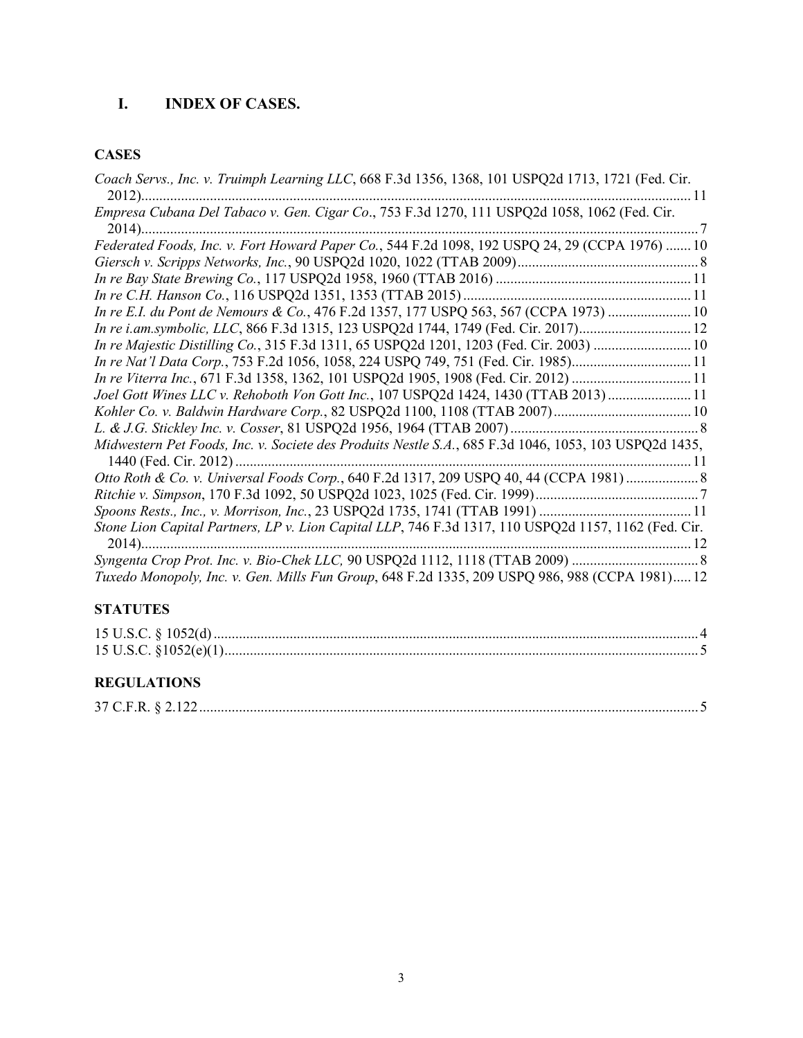## I. INDEX OF CASES.

### CASES

*Coach Servs., Inc. v. Truimph Learning LLC*, 668 F.3d 1356, 1368, 101 USPQ2d 1713, 1721 (Fed. Cir. 2012)........................................................................................................................................ 11

*Empresa Cubana Del Tabaco v. Gen. Cigar Co*., 753 F.3d 1270, 111 USPQ2d 1058, 1062 (Fed. Cir. 2014)........................................................................................................................................ 7

*Federated Foods, Inc. v. Fort Howard Paper Co.*, 544 F.2d 1098, 192 USPQ 24, 29 (CCPA 1976) ....... 10

*Giersch v. Scripps Networks, Inc.*, 90 USPQ2d 1020, 1022 (TTAB 2009).................................................. 8

*In re Bay State Brewing Co.*, 117 USPQ2d 1958, 1960 (TTAB 2016) ..................................................... 11

*In re C.H. Hanson Co.*, 116 USPQ2d 1351, 1353 (TTAB 2015) .............................................................. 11

*In re E.I. du Pont de Nemours & Co.*, 476 F.2d 1357, 177 USPQ 563, 567 (CCPA 1973) ....................... 10

*In re i.am.symbolic, LLC*, 866 F.3d 1315, 123 USPQ2d 1744, 1749 (Fed. Cir. 2017)............................... 12

*In re Majestic Distilling Co.*, 315 F.3d 1311, 65 USPQ2d 1201, 1203 (Fed. Cir. 2003) ........................... 10

*In re Nat'l Data Corp.*, 753 F.2d 1056, 1058, 224 USPQ 749, 751 (Fed. Cir. 1985)................................. 11

*In re Viterra Inc.*, 671 F.3d 1358, 1362, 101 USPQ2d 1905, 1908 (Fed. Cir. 2012) ................................. 11

*Joel Gott Wines LLC v. Rehoboth Von Gott Inc.*, 107 USPQ2d 1424, 1430 (TTAB 2013) ....................... 11

*Kohler Co. v. Baldwin Hardware Corp.*, 82 USPQ2d 1100, 1108 (TTAB 2007)...................................... 10

*L. & J.G. Stickley Inc. v. Cosser*, 81 USPQ2d 1956, 1964 (TTAB 2007) .................................................... 8

*Midwestern Pet Foods, Inc. v. Societe des Produits Nestle S.A.*, 685 F.3d 1046, 1053, 103 USPQ2d 1435, 1440 (Fed. Cir. 2012) ............................................................................................................. 11

*Otto Roth & Co. v. Universal Foods Corp.*, 640 F.2d 1317, 209 USPQ 40, 44 (CCPA 1981) .................... 8

*Ritchie v. Simpson*, 170 F.3d 1092, 50 USPQ2d 1023, 1025 (Fed. Cir. 1999)............................................. 7

*Spoons Rests., Inc., v. Morrison, Inc.*, 23 USPQ2d 1735, 1741 (TTAB 1991) .......................................... 11

*Stone Lion Capital Partners, LP v. Lion Capital LLP*, 746 F.3d 1317, 110 USPQ2d 1157, 1162 (Fed. Cir. 2014)........................................................................................................................................ 12

*Syngenta Crop Prot. Inc. v. Bio-Chek LLC,* 90 USPQ2d 1112, 1118 (TTAB 2009) ................................... 8

*Tuxedo Monopoly, Inc. v. Gen. Mills Fun Group*, 648 F.2d 1335, 209 USPQ 986, 988 (CCPA 1981)..... 12

### STATUTES

15 U.S.C. § 1052(d) ..................................................................................................................... 4

15 U.S.C. §1052(e)(1).................................................................................................................. 5

### REGULATIONS

37 C.F.R. § 2.122......................................................................................................................... 5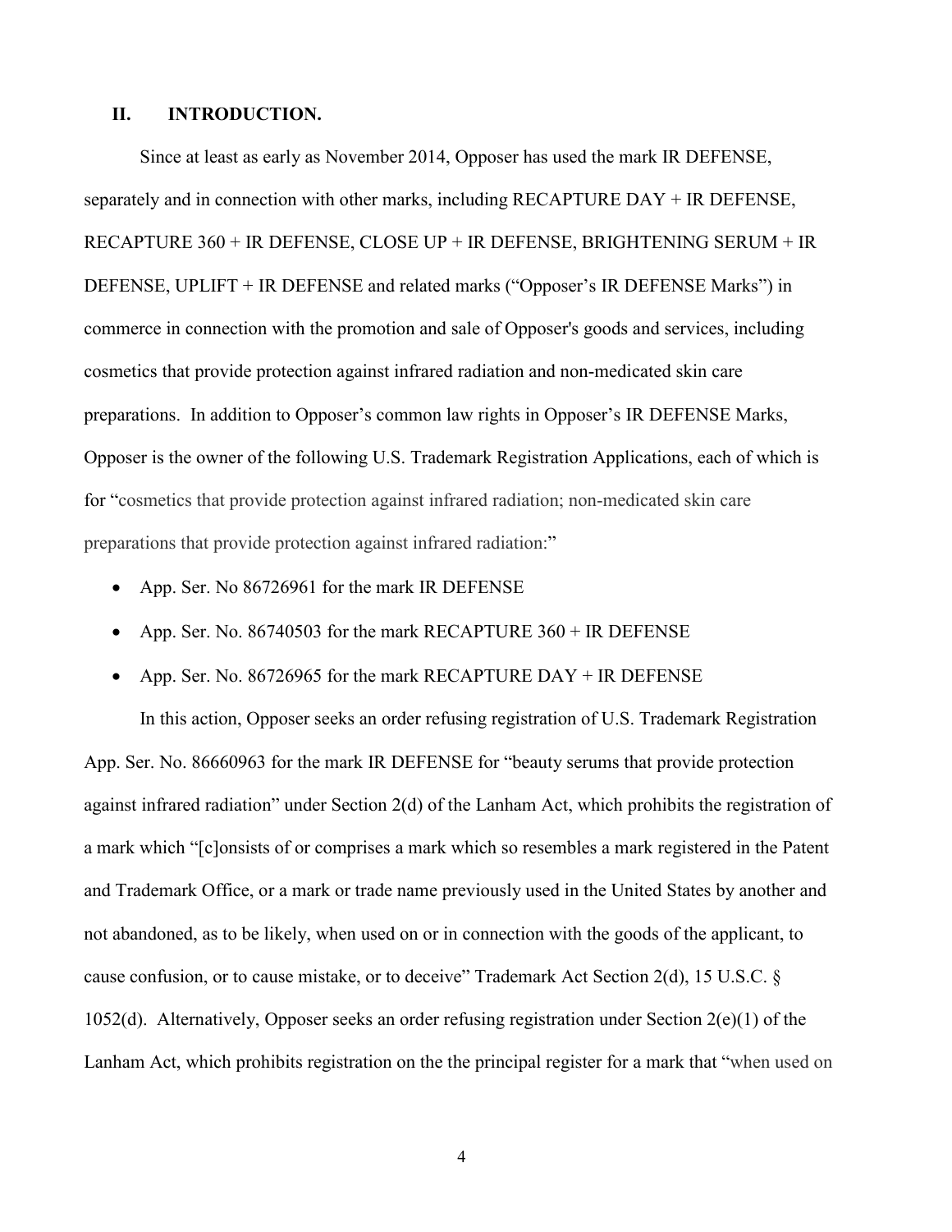## II. INTRODUCTION.

Since at least as early as November 2014, Opposer has used the mark IR DEFENSE, separately and in connection with other marks, including RECAPTURE DAY + IR DEFENSE, RECAPTURE 360 + IR DEFENSE, CLOSE UP + IR DEFENSE, BRIGHTENING SERUM + IR DEFENSE, UPLIFT + IR DEFENSE and related marks ("Opposer's IR DEFENSE Marks") in commerce in connection with the promotion and sale of Opposer's goods and services, including cosmetics that provide protection against infrared radiation and non-medicated skin care preparations. In addition to Opposer's common law rights in Opposer's IR DEFENSE Marks, Opposer is the owner of the following U.S. Trademark Registration Applications, each of which is for "cosmetics that provide protection against infrared radiation; non-medicated skin care preparations that provide protection against infrared radiation:"

- App. Ser. No 86726961 for the mark IR DEFENSE
- App. Ser. No. 86740503 for the mark RECAPTURE 360 + IR DEFENSE
- App. Ser. No. 86726965 for the mark RECAPTURE DAY + IR DEFENSE

In this action, Opposer seeks an order refusing registration of U.S. Trademark Registration App. Ser. No. 86660963 for the mark IR DEFENSE for "beauty serums that provide protection against infrared radiation" under Section 2(d) of the Lanham Act, which prohibits the registration of a mark which "[c]onsists of or comprises a mark which so resembles a mark registered in the Patent and Trademark Office, or a mark or trade name previously used in the United States by another and not abandoned, as to be likely, when used on or in connection with the goods of the applicant, to cause confusion, or to cause mistake, or to deceive" Trademark Act Section 2(d), 15 U.S.C. § 1052(d). Alternatively, Opposer seeks an order refusing registration under Section 2(e)(1) of the Lanham Act, which prohibits registration on the the principal register for a mark that "when used on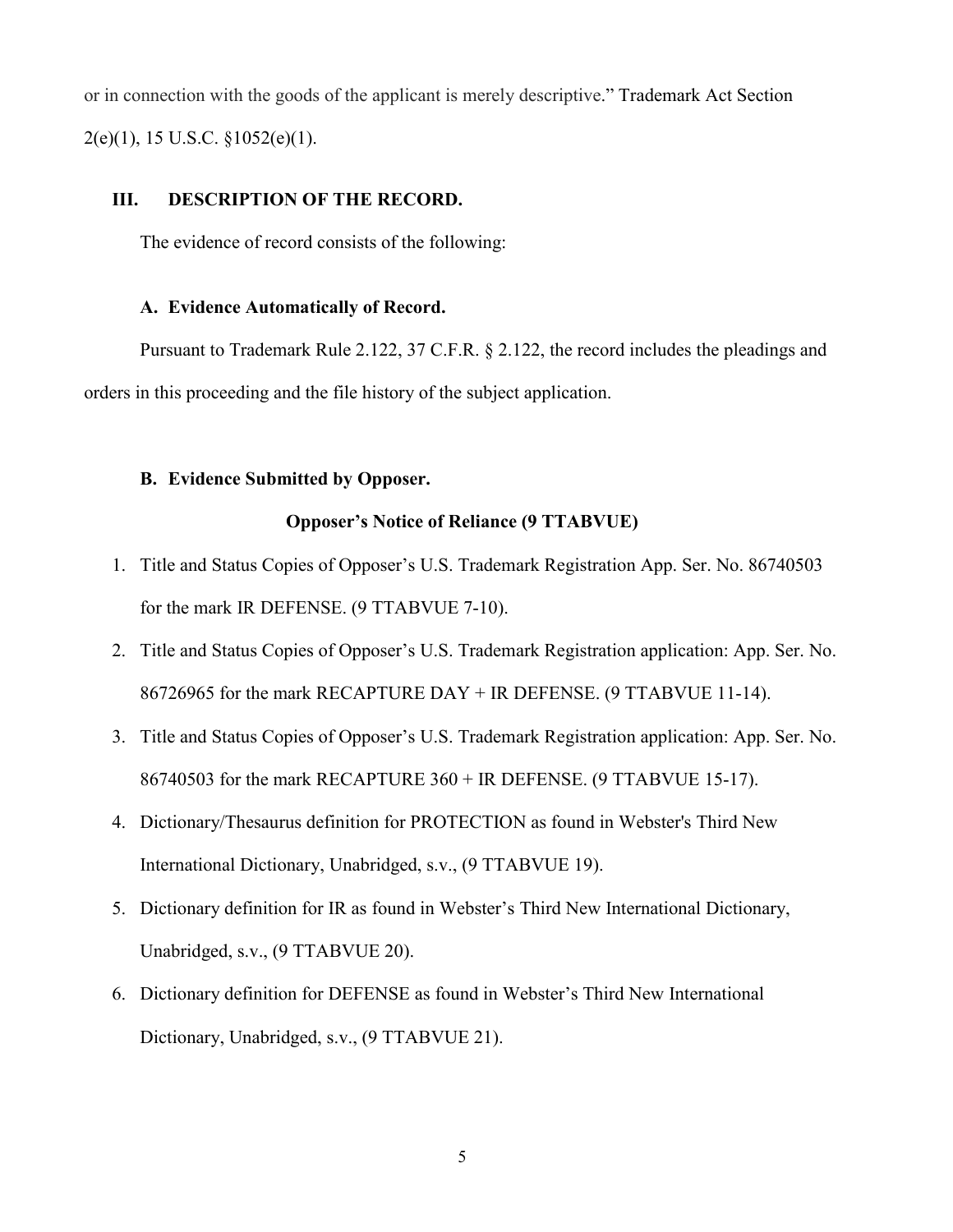or in connection with the goods of the applicant is merely descriptive." Trademark Act Section 2(e)(1), 15 U.S.C. §1052(e)(1).

## III. DESCRIPTION OF THE RECORD.

The evidence of record consists of the following:

### A. Evidence Automatically of Record.

Pursuant to Trademark Rule 2.122, 37 C.F.R. § 2.122, the record includes the pleadings and orders in this proceeding and the file history of the subject application.

### B. Evidence Submitted by Opposer.

**Opposer's Notice of Reliance (9 TTABVUE)**

1. Title and Status Copies of Opposer's U.S. Trademark Registration App. Ser. No. 86740503 for the mark IR DEFENSE. (9 TTABVUE 7-10).
2. Title and Status Copies of Opposer's U.S. Trademark Registration application: App. Ser. No. 86726965 for the mark RECAPTURE DAY + IR DEFENSE. (9 TTABVUE 11-14).
3. Title and Status Copies of Opposer's U.S. Trademark Registration application: App. Ser. No. 86740503 for the mark RECAPTURE 360 + IR DEFENSE. (9 TTABVUE 15-17).
4. Dictionary/Thesaurus definition for PROTECTION as found in Webster's Third New International Dictionary, Unabridged, s.v., (9 TTABVUE 19).
5. Dictionary definition for IR as found in Webster's Third New International Dictionary, Unabridged, s.v., (9 TTABVUE 20).
6. Dictionary definition for DEFENSE as found in Webster's Third New International Dictionary, Unabridged, s.v., (9 TTABVUE 21).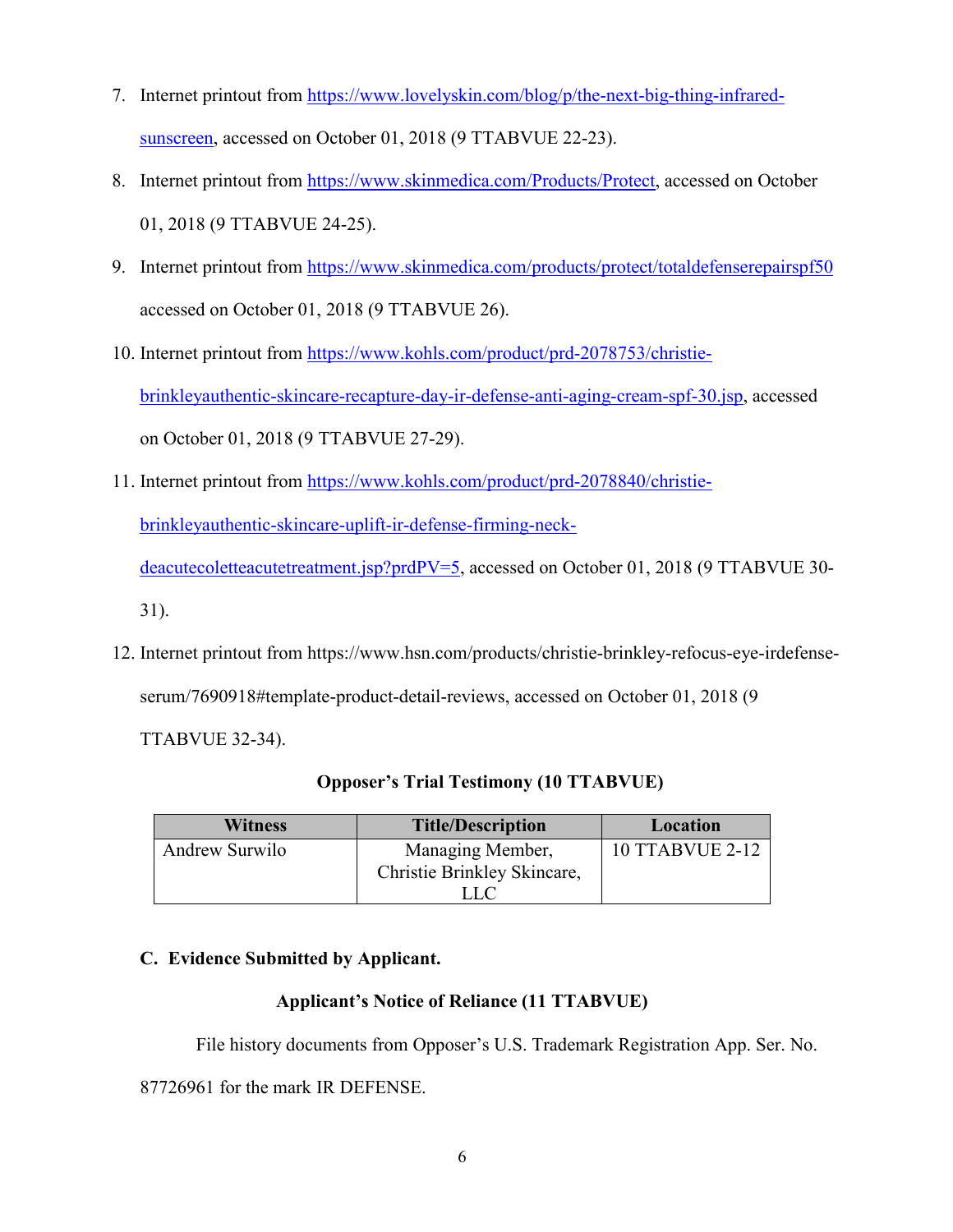7. Internet printout from https://www.lovelyskin.com/blog/p/the-next-big-thing-infrared-sunscreen, accessed on October 01, 2018 (9 TTABVUE 22-23).

8. Internet printout from https://www.skinmedica.com/Products/Protect, accessed on October 01, 2018 (9 TTABVUE 24-25).

9. Internet printout from https://www.skinmedica.com/products/protect/totaldefenserepairspf50 accessed on October 01, 2018 (9 TTABVUE 26).

10. Internet printout from https://www.kohls.com/product/prd-2078753/christie-brinkleyauthentic-skincare-recapture-day-ir-defense-anti-aging-cream-spf-30.jsp, accessed on October 01, 2018 (9 TTABVUE 27-29).

11. Internet printout from https://www.kohls.com/product/prd-2078840/christie-brinkleyauthentic-skincare-uplift-ir-defense-firming-neck-deacutecoletteacutetreatment.jsp?prdPV=5, accessed on October 01, 2018 (9 TTABVUE 30-31).

12. Internet printout from https://www.hsn.com/products/christie-brinkley-refocus-eye-irdefense-serum/7690918#template-product-detail-reviews, accessed on October 01, 2018 (9 TTABVUE 32-34).

**Opposer's Trial Testimony (10 TTABVUE)**

| Witness | Title/Description | Location |
|---|---|---|
| Andrew Surwilo | Managing Member, Christie Brinkley Skincare, LLC | 10 TTABVUE 2-12 |

### C. Evidence Submitted by Applicant.

**Applicant's Notice of Reliance (11 TTABVUE)**

File history documents from Opposer's U.S. Trademark Registration App. Ser. No. 87726961 for the mark IR DEFENSE.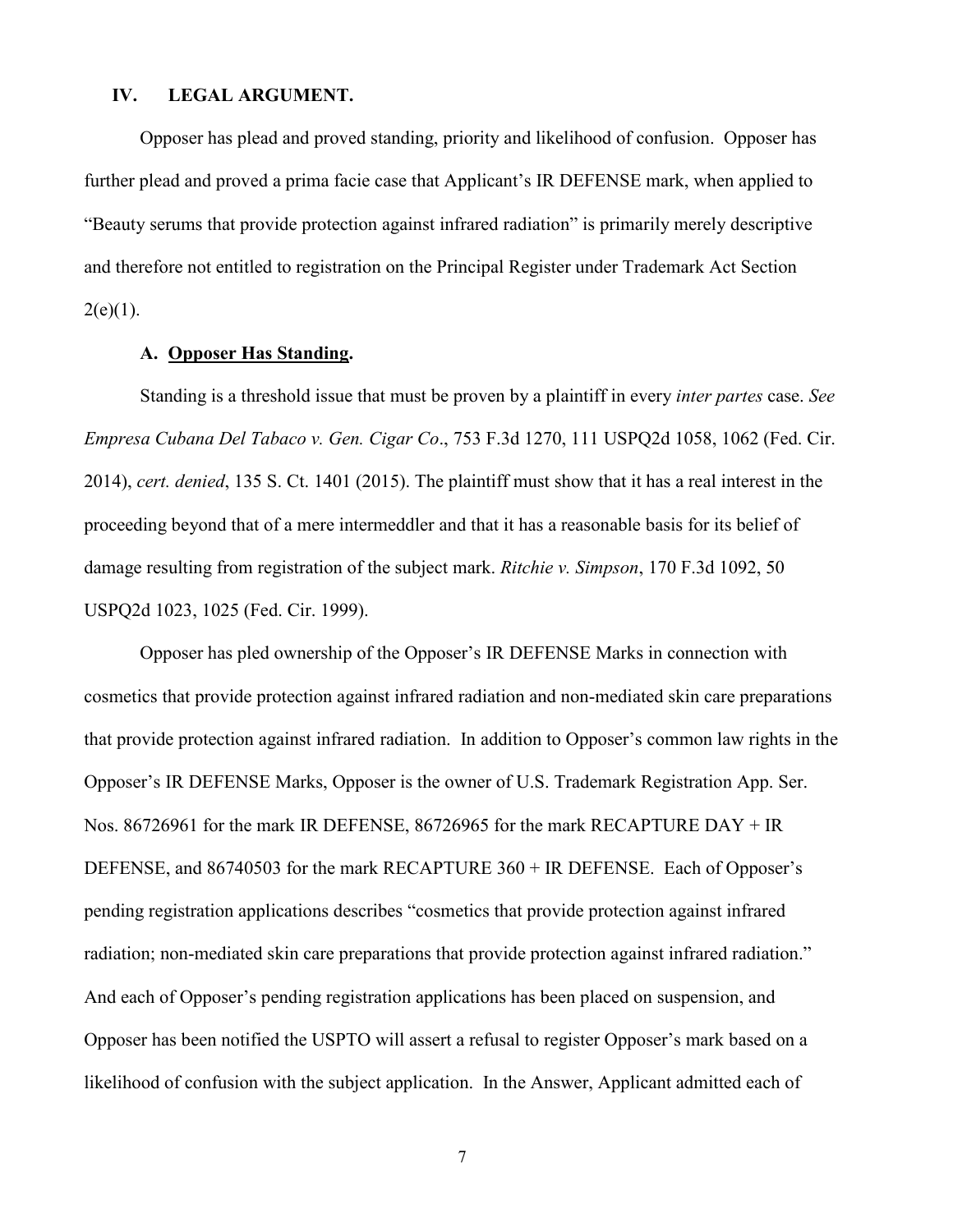## IV. LEGAL ARGUMENT.

Opposer has plead and proved standing, priority and likelihood of confusion. Opposer has further plead and proved a prima facie case that Applicant's IR DEFENSE mark, when applied to "Beauty serums that provide protection against infrared radiation" is primarily merely descriptive and therefore not entitled to registration on the Principal Register under Trademark Act Section 2(e)(1).

### A. <u>Opposer Has Standing</u>.

Standing is a threshold issue that must be proven by a plaintiff in every *inter partes* case. *See Empresa Cubana Del Tabaco v. Gen. Cigar Co*., 753 F.3d 1270, 111 USPQ2d 1058, 1062 (Fed. Cir. 2014), *cert. denied*, 135 S. Ct. 1401 (2015). The plaintiff must show that it has a real interest in the proceeding beyond that of a mere intermeddler and that it has a reasonable basis for its belief of damage resulting from registration of the subject mark. *Ritchie v. Simpson*, 170 F.3d 1092, 50 USPQ2d 1023, 1025 (Fed. Cir. 1999).

Opposer has pled ownership of the Opposer's IR DEFENSE Marks in connection with cosmetics that provide protection against infrared radiation and non-mediated skin care preparations that provide protection against infrared radiation. In addition to Opposer's common law rights in the Opposer's IR DEFENSE Marks, Opposer is the owner of U.S. Trademark Registration App. Ser. Nos. 86726961 for the mark IR DEFENSE, 86726965 for the mark RECAPTURE DAY + IR DEFENSE, and 86740503 for the mark RECAPTURE 360 + IR DEFENSE. Each of Opposer's pending registration applications describes "cosmetics that provide protection against infrared radiation; non-mediated skin care preparations that provide protection against infrared radiation." And each of Opposer's pending registration applications has been placed on suspension, and Opposer has been notified the USPTO will assert a refusal to register Opposer's mark based on a likelihood of confusion with the subject application. In the Answer, Applicant admitted each of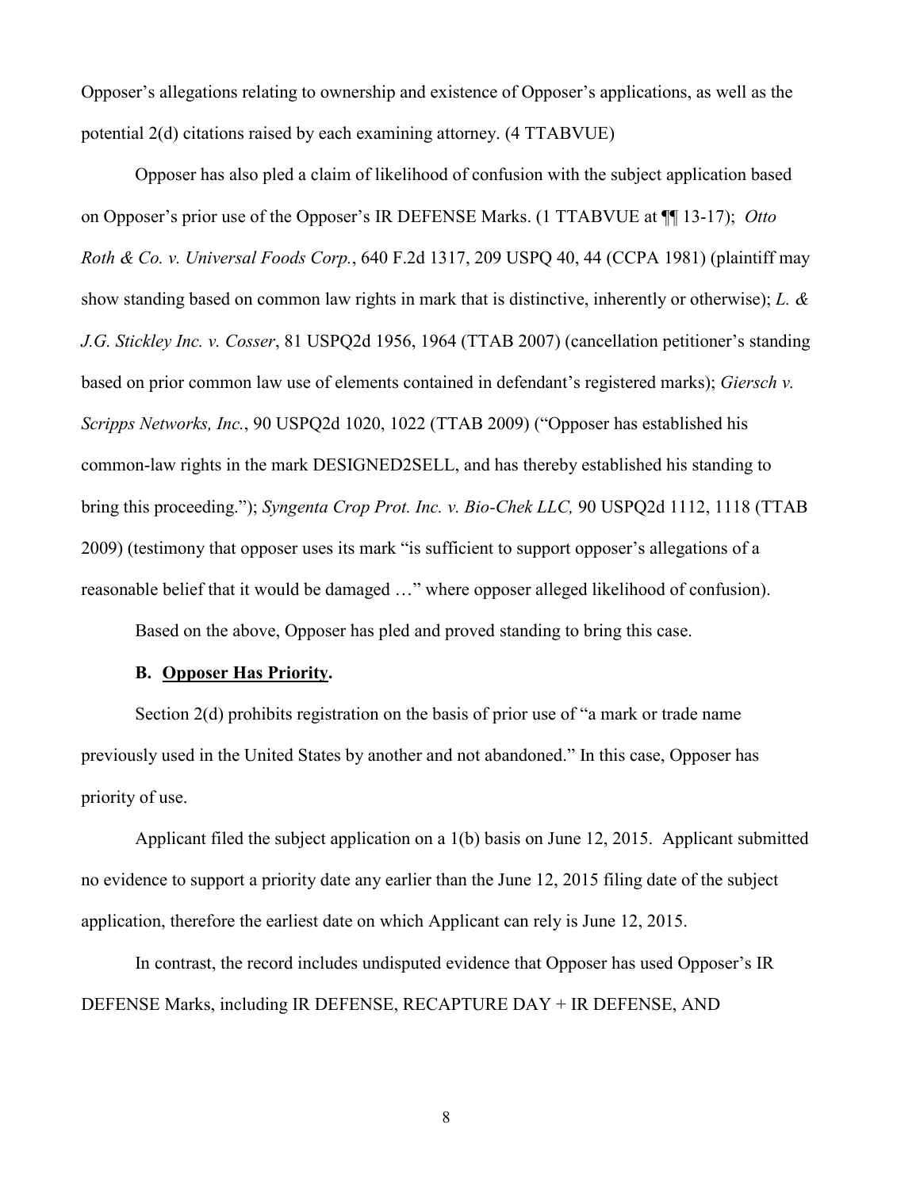Opposer's allegations relating to ownership and existence of Opposer's applications, as well as the potential 2(d) citations raised by each examining attorney. (4 TTABVUE)

Opposer has also pled a claim of likelihood of confusion with the subject application based on Opposer's prior use of the Opposer's IR DEFENSE Marks. (1 TTABVUE at ¶¶ 13-17); *Otto Roth & Co. v. Universal Foods Corp.*, 640 F.2d 1317, 209 USPQ 40, 44 (CCPA 1981) (plaintiff may show standing based on common law rights in mark that is distinctive, inherently or otherwise); *L. & J.G. Stickley Inc. v. Cosser*, 81 USPQ2d 1956, 1964 (TTAB 2007) (cancellation petitioner's standing based on prior common law use of elements contained in defendant's registered marks); *Giersch v. Scripps Networks, Inc.*, 90 USPQ2d 1020, 1022 (TTAB 2009) ("Opposer has established his common-law rights in the mark DESIGNED2SELL, and has thereby established his standing to bring this proceeding."); *Syngenta Crop Prot. Inc. v. Bio-Chek LLC,* 90 USPQ2d 1112, 1118 (TTAB 2009) (testimony that opposer uses its mark "is sufficient to support opposer's allegations of a reasonable belief that it would be damaged …" where opposer alleged likelihood of confusion).

Based on the above, Opposer has pled and proved standing to bring this case.

**B. <u>Opposer Has Priority</u>.**

Section 2(d) prohibits registration on the basis of prior use of "a mark or trade name previously used in the United States by another and not abandoned." In this case, Opposer has priority of use.

Applicant filed the subject application on a 1(b) basis on June 12, 2015. Applicant submitted no evidence to support a priority date any earlier than the June 12, 2015 filing date of the subject application, therefore the earliest date on which Applicant can rely is June 12, 2015.

In contrast, the record includes undisputed evidence that Opposer has used Opposer's IR DEFENSE Marks, including IR DEFENSE, RECAPTURE DAY + IR DEFENSE, AND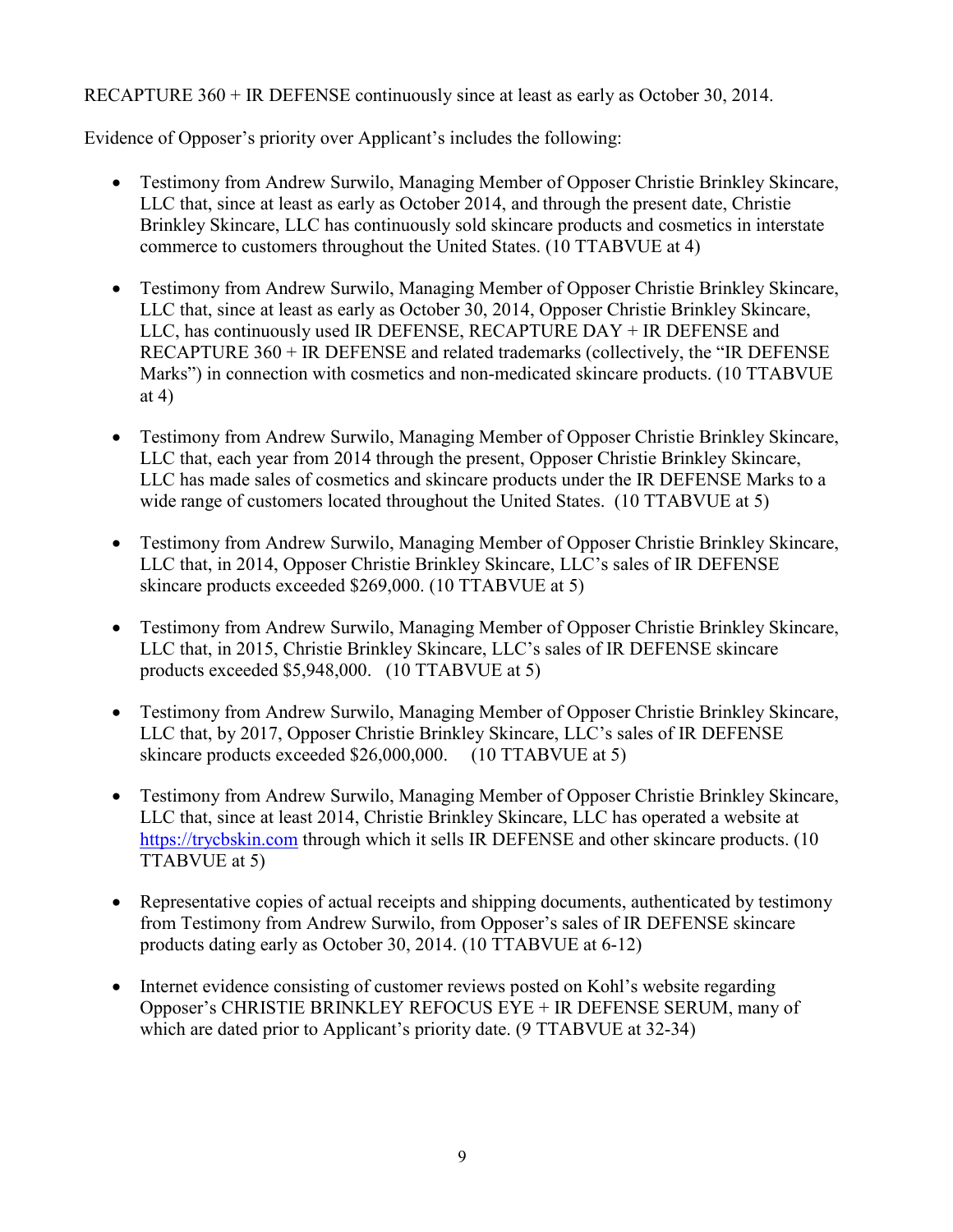RECAPTURE 360 + IR DEFENSE continuously since at least as early as October 30, 2014.

Evidence of Opposer's priority over Applicant's includes the following:

- Testimony from Andrew Surwilo, Managing Member of Opposer Christie Brinkley Skincare, LLC that, since at least as early as October 2014, and through the present date, Christie Brinkley Skincare, LLC has continuously sold skincare products and cosmetics in interstate commerce to customers throughout the United States. (10 TTABVUE at 4)

- Testimony from Andrew Surwilo, Managing Member of Opposer Christie Brinkley Skincare, LLC that, since at least as early as October 30, 2014, Opposer Christie Brinkley Skincare, LLC, has continuously used IR DEFENSE, RECAPTURE DAY + IR DEFENSE and RECAPTURE 360 + IR DEFENSE and related trademarks (collectively, the "IR DEFENSE Marks") in connection with cosmetics and non-medicated skincare products. (10 TTABVUE at 4)

- Testimony from Andrew Surwilo, Managing Member of Opposer Christie Brinkley Skincare, LLC that, each year from 2014 through the present, Opposer Christie Brinkley Skincare, LLC has made sales of cosmetics and skincare products under the IR DEFENSE Marks to a wide range of customers located throughout the United States. (10 TTABVUE at 5)

- Testimony from Andrew Surwilo, Managing Member of Opposer Christie Brinkley Skincare, LLC that, in 2014, Opposer Christie Brinkley Skincare, LLC's sales of IR DEFENSE skincare products exceeded $269,000. (10 TTABVUE at 5)

- Testimony from Andrew Surwilo, Managing Member of Opposer Christie Brinkley Skincare, LLC that, in 2015, Christie Brinkley Skincare, LLC's sales of IR DEFENSE skincare products exceeded $5,948,000. (10 TTABVUE at 5)

- Testimony from Andrew Surwilo, Managing Member of Opposer Christie Brinkley Skincare, LLC that, by 2017, Opposer Christie Brinkley Skincare, LLC's sales of IR DEFENSE skincare products exceeded $26,000,000. (10 TTABVUE at 5)

- Testimony from Andrew Surwilo, Managing Member of Opposer Christie Brinkley Skincare, LLC that, since at least 2014, Christie Brinkley Skincare, LLC has operated a website at https://trycbskin.com through which it sells IR DEFENSE and other skincare products. (10 TTABVUE at 5)

- Representative copies of actual receipts and shipping documents, authenticated by testimony from Testimony from Andrew Surwilo, from Opposer's sales of IR DEFENSE skincare products dating early as October 30, 2014. (10 TTABVUE at 6-12)

- Internet evidence consisting of customer reviews posted on Kohl's website regarding Opposer's CHRISTIE BRINKLEY REFOCUS EYE + IR DEFENSE SERUM, many of which are dated prior to Applicant's priority date. (9 TTABVUE at 32-34)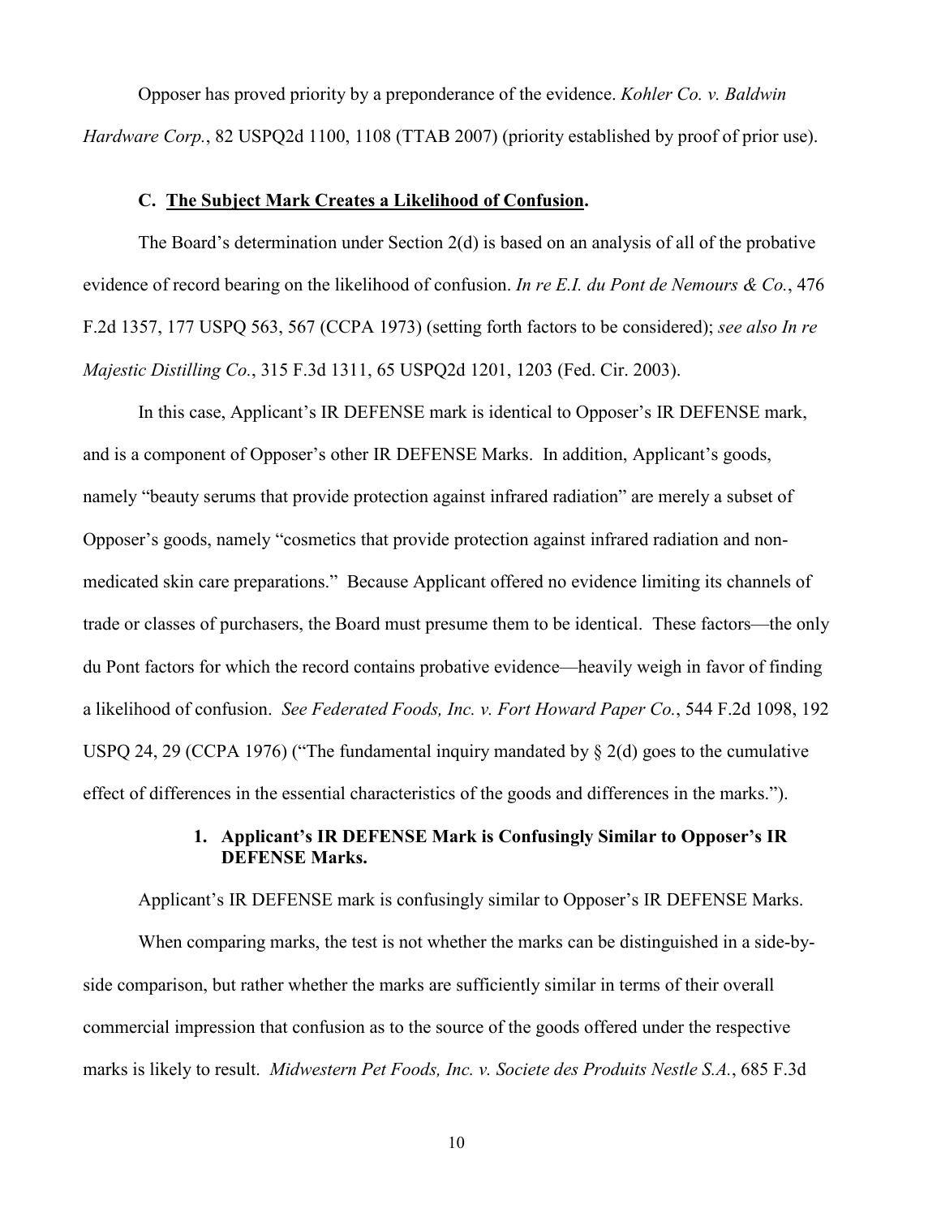Opposer has proved priority by a preponderance of the evidence. *Kohler Co. v. Baldwin Hardware Corp.*, 82 USPQ2d 1100, 1108 (TTAB 2007) (priority established by proof of prior use).

### C. <u>The Subject Mark Creates a Likelihood of Confusion</u>.

The Board's determination under Section 2(d) is based on an analysis of all of the probative evidence of record bearing on the likelihood of confusion. *In re E.I. du Pont de Nemours & Co.*, 476 F.2d 1357, 177 USPQ 563, 567 (CCPA 1973) (setting forth factors to be considered); *see also In re Majestic Distilling Co.*, 315 F.3d 1311, 65 USPQ2d 1201, 1203 (Fed. Cir. 2003).

In this case, Applicant's IR DEFENSE mark is identical to Opposer's IR DEFENSE mark, and is a component of Opposer's other IR DEFENSE Marks. In addition, Applicant's goods, namely "beauty serums that provide protection against infrared radiation" are merely a subset of Opposer's goods, namely "cosmetics that provide protection against infrared radiation and non-medicated skin care preparations." Because Applicant offered no evidence limiting its channels of trade or classes of purchasers, the Board must presume them to be identical. These factors—the only du Pont factors for which the record contains probative evidence—heavily weigh in favor of finding a likelihood of confusion. *See Federated Foods, Inc. v. Fort Howard Paper Co.*, 544 F.2d 1098, 192 USPQ 24, 29 (CCPA 1976) ("The fundamental inquiry mandated by § 2(d) goes to the cumulative effect of differences in the essential characteristics of the goods and differences in the marks.").

#### 1. Applicant's IR DEFENSE Mark is Confusingly Similar to Opposer's IR DEFENSE Marks.

Applicant's IR DEFENSE mark is confusingly similar to Opposer's IR DEFENSE Marks.

When comparing marks, the test is not whether the marks can be distinguished in a side-by-side comparison, but rather whether the marks are sufficiently similar in terms of their overall commercial impression that confusion as to the source of the goods offered under the respective marks is likely to result. *Midwestern Pet Foods, Inc. v. Societe des Produits Nestle S.A.*, 685 F.3d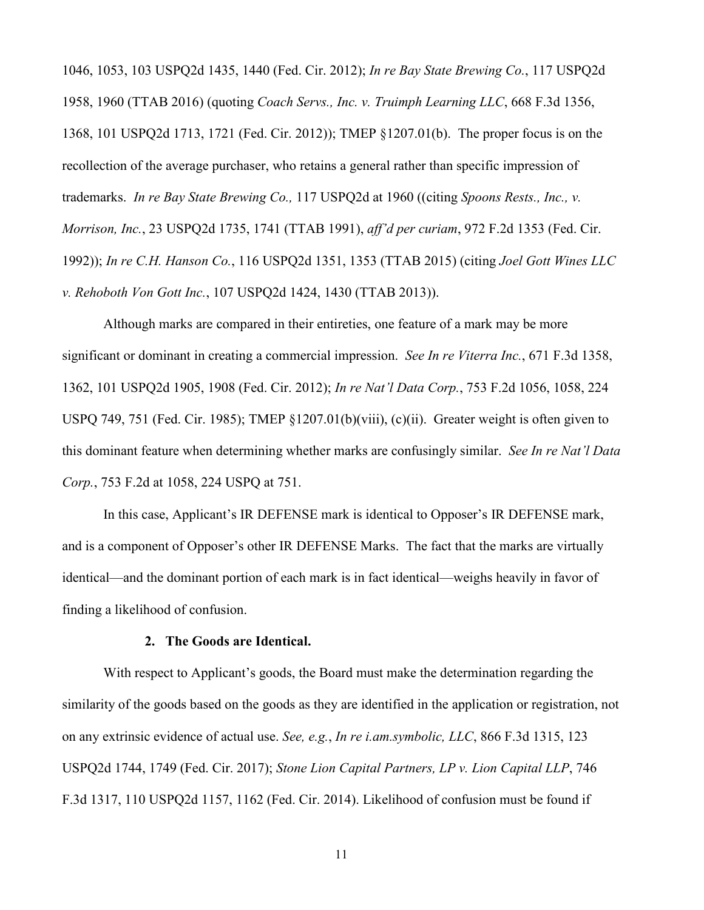1046, 1053, 103 USPQ2d 1435, 1440 (Fed. Cir. 2012); *In re Bay State Brewing Co.*, 117 USPQ2d 1958, 1960 (TTAB 2016) (quoting *Coach Servs., Inc. v. Truimph Learning LLC*, 668 F.3d 1356, 1368, 101 USPQ2d 1713, 1721 (Fed. Cir. 2012)); TMEP §1207.01(b). The proper focus is on the recollection of the average purchaser, who retains a general rather than specific impression of trademarks. *In re Bay State Brewing Co.,* 117 USPQ2d at 1960 ((citing *Spoons Rests., Inc., v. Morrison, Inc.*, 23 USPQ2d 1735, 1741 (TTAB 1991), *aff'd per curiam*, 972 F.2d 1353 (Fed. Cir. 1992)); *In re C.H. Hanson Co.*, 116 USPQ2d 1351, 1353 (TTAB 2015) (citing *Joel Gott Wines LLC v. Rehoboth Von Gott Inc.*, 107 USPQ2d 1424, 1430 (TTAB 2013)).

Although marks are compared in their entireties, one feature of a mark may be more significant or dominant in creating a commercial impression. *See In re Viterra Inc.*, 671 F.3d 1358, 1362, 101 USPQ2d 1905, 1908 (Fed. Cir. 2012); *In re Nat'l Data Corp.*, 753 F.2d 1056, 1058, 224 USPQ 749, 751 (Fed. Cir. 1985); TMEP §1207.01(b)(viii), (c)(ii). Greater weight is often given to this dominant feature when determining whether marks are confusingly similar. *See In re Nat'l Data Corp.*, 753 F.2d at 1058, 224 USPQ at 751.

In this case, Applicant's IR DEFENSE mark is identical to Opposer's IR DEFENSE mark, and is a component of Opposer's other IR DEFENSE Marks. The fact that the marks are virtually identical—and the dominant portion of each mark is in fact identical—weighs heavily in favor of finding a likelihood of confusion.

**2. The Goods are Identical.**

With respect to Applicant's goods, the Board must make the determination regarding the similarity of the goods based on the goods as they are identified in the application or registration, not on any extrinsic evidence of actual use. *See, e.g.*, *In re i.am.symbolic, LLC*, 866 F.3d 1315, 123 USPQ2d 1744, 1749 (Fed. Cir. 2017); *Stone Lion Capital Partners, LP v. Lion Capital LLP*, 746 F.3d 1317, 110 USPQ2d 1157, 1162 (Fed. Cir. 2014). Likelihood of confusion must be found if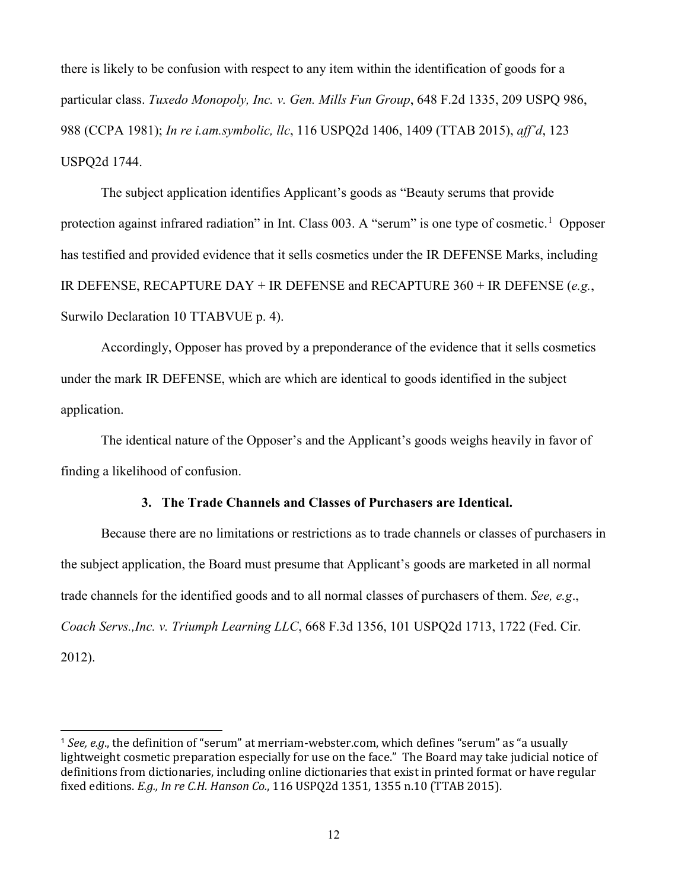there is likely to be confusion with respect to any item within the identification of goods for a particular class. *Tuxedo Monopoly, Inc. v. Gen. Mills Fun Group*, 648 F.2d 1335, 209 USPQ 986, 988 (CCPA 1981); *In re i.am.symbolic, llc*, 116 USPQ2d 1406, 1409 (TTAB 2015), *aff'd*, 123 USPQ2d 1744.

The subject application identifies Applicant's goods as "Beauty serums that provide protection against infrared radiation" in Int. Class 003. A "serum" is one type of cosmetic.[1] Opposer has testified and provided evidence that it sells cosmetics under the IR DEFENSE Marks, including IR DEFENSE, RECAPTURE DAY + IR DEFENSE and RECAPTURE 360 + IR DEFENSE (*e.g.*, Surwilo Declaration 10 TTABVUE p. 4).

Accordingly, Opposer has proved by a preponderance of the evidence that it sells cosmetics under the mark IR DEFENSE, which are which are identical to goods identified in the subject application.

The identical nature of the Opposer's and the Applicant's goods weighs heavily in favor of finding a likelihood of confusion.

### 3. The Trade Channels and Classes of Purchasers are Identical.

Because there are no limitations or restrictions as to trade channels or classes of purchasers in the subject application, the Board must presume that Applicant's goods are marketed in all normal trade channels for the identified goods and to all normal classes of purchasers of them. *See, e.g*., *Coach Servs.,Inc. v. Triumph Learning LLC*, 668 F.3d 1356, 101 USPQ2d 1713, 1722 (Fed. Cir. 2012).

---

[1] *See, e.g.*, the definition of "serum" at merriam-webster.com, which defines "serum" as "a usually lightweight cosmetic preparation especially for use on the face." The Board may take judicial notice of definitions from dictionaries, including online dictionaries that exist in printed format or have regular fixed editions. *E.g., In re C.H. Hanson Co.*, 116 USPQ2d 1351, 1355 n.10 (TTAB 2015).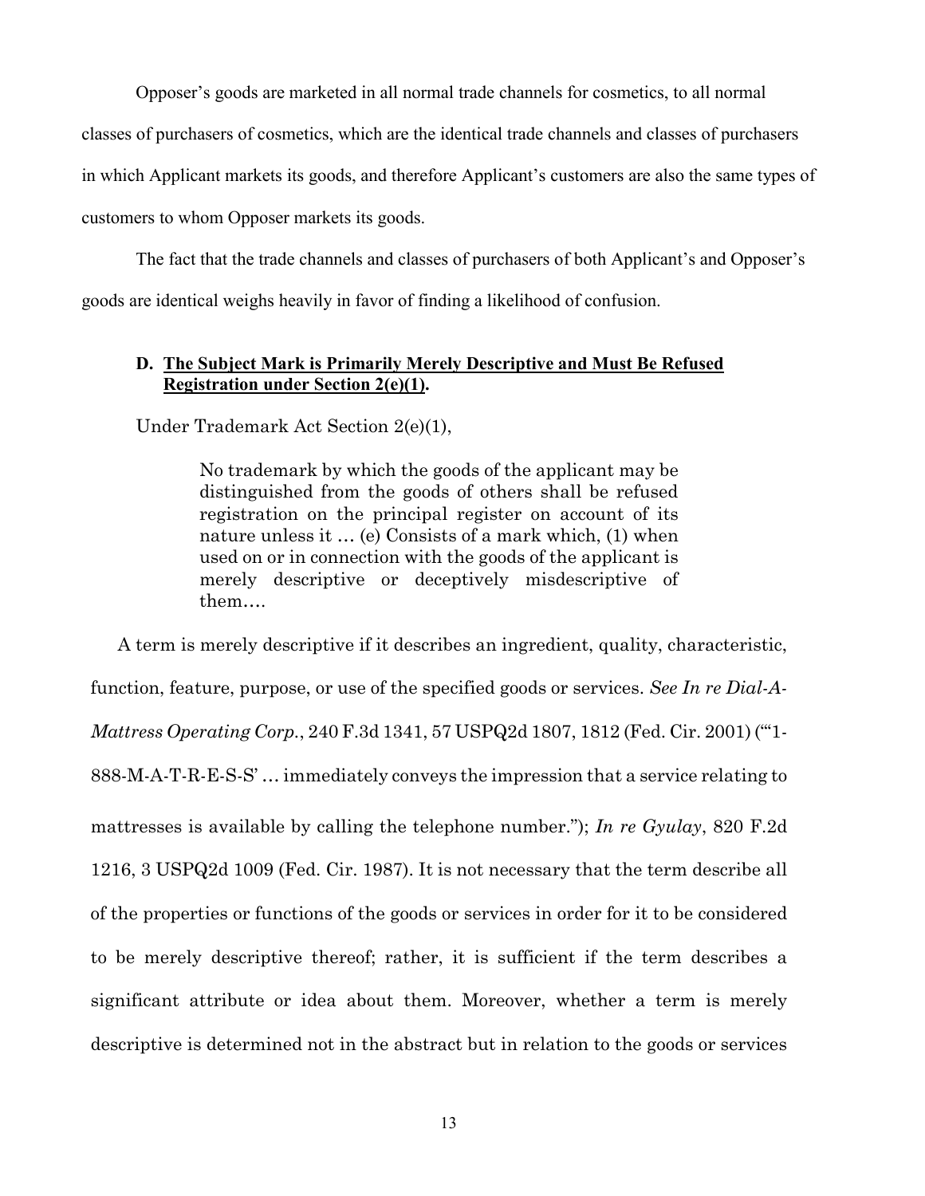Opposer's goods are marketed in all normal trade channels for cosmetics, to all normal classes of purchasers of cosmetics, which are the identical trade channels and classes of purchasers in which Applicant markets its goods, and therefore Applicant's customers are also the same types of customers to whom Opposer markets its goods.

The fact that the trade channels and classes of purchasers of both Applicant's and Opposer's goods are identical weighs heavily in favor of finding a likelihood of confusion.

### D. <u>The Subject Mark is Primarily Merely Descriptive and Must Be Refused Registration under Section 2(e)(1)</u>.

Under Trademark Act Section 2(e)(1),

> No trademark by which the goods of the applicant may be distinguished from the goods of others shall be refused registration on the principal register on account of its nature unless it … (e) Consists of a mark which, (1) when used on or in connection with the goods of the applicant is merely descriptive or deceptively misdescriptive of them….

A term is merely descriptive if it describes an ingredient, quality, characteristic, function, feature, purpose, or use of the specified goods or services. *See In re Dial-A-Mattress Operating Corp.*, 240 F.3d 1341, 57 USPQ2d 1807, 1812 (Fed. Cir. 2001) ("'1-888-M-A-T-R-E-S-S' … immediately conveys the impression that a service relating to mattresses is available by calling the telephone number."); *In re Gyulay*, 820 F.2d 1216, 3 USPQ2d 1009 (Fed. Cir. 1987). It is not necessary that the term describe all of the properties or functions of the goods or services in order for it to be considered to be merely descriptive thereof; rather, it is sufficient if the term describes a significant attribute or idea about them. Moreover, whether a term is merely descriptive is determined not in the abstract but in relation to the goods or services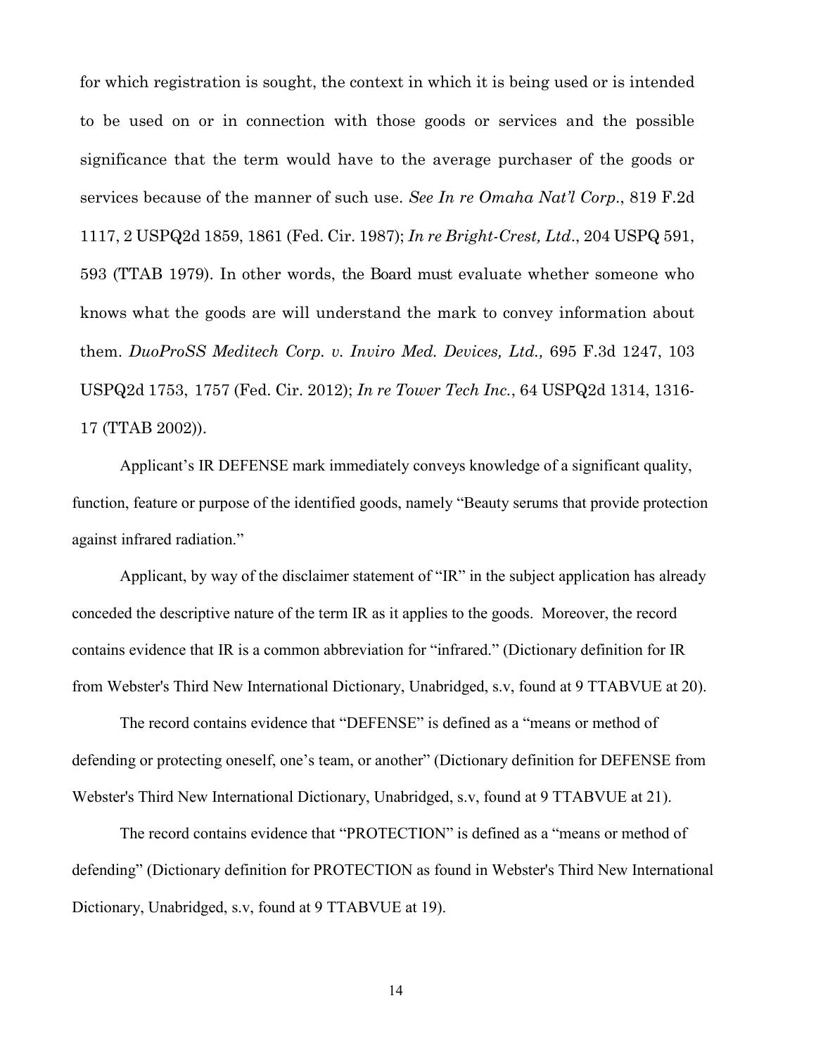for which registration is sought, the context in which it is being used or is intended to be used on or in connection with those goods or services and the possible significance that the term would have to the average purchaser of the goods or services because of the manner of such use. *See In re Omaha Nat'l Corp.*, 819 F.2d 1117, 2 USPQ2d 1859, 1861 (Fed. Cir. 1987); *In re Bright-Crest, Ltd.*, 204 USPQ 591, 593 (TTAB 1979). In other words, the Board must evaluate whether someone who knows what the goods are will understand the mark to convey information about them. *DuoProSS Meditech Corp. v. Inviro Med. Devices, Ltd.,* 695 F.3d 1247, 103 USPQ2d 1753, 1757 (Fed. Cir. 2012); *In re Tower Tech Inc.*, 64 USPQ2d 1314, 1316-17 (TTAB 2002)).

Applicant's IR DEFENSE mark immediately conveys knowledge of a significant quality, function, feature or purpose of the identified goods, namely "Beauty serums that provide protection against infrared radiation."

Applicant, by way of the disclaimer statement of "IR" in the subject application has already conceded the descriptive nature of the term IR as it applies to the goods. Moreover, the record contains evidence that IR is a common abbreviation for "infrared." (Dictionary definition for IR from Webster's Third New International Dictionary, Unabridged, s.v, found at 9 TTABVUE at 20).

The record contains evidence that "DEFENSE" is defined as a "means or method of defending or protecting oneself, one's team, or another" (Dictionary definition for DEFENSE from Webster's Third New International Dictionary, Unabridged, s.v, found at 9 TTABVUE at 21).

The record contains evidence that "PROTECTION" is defined as a "means or method of defending" (Dictionary definition for PROTECTION as found in Webster's Third New International Dictionary, Unabridged, s.v, found at 9 TTABVUE at 19).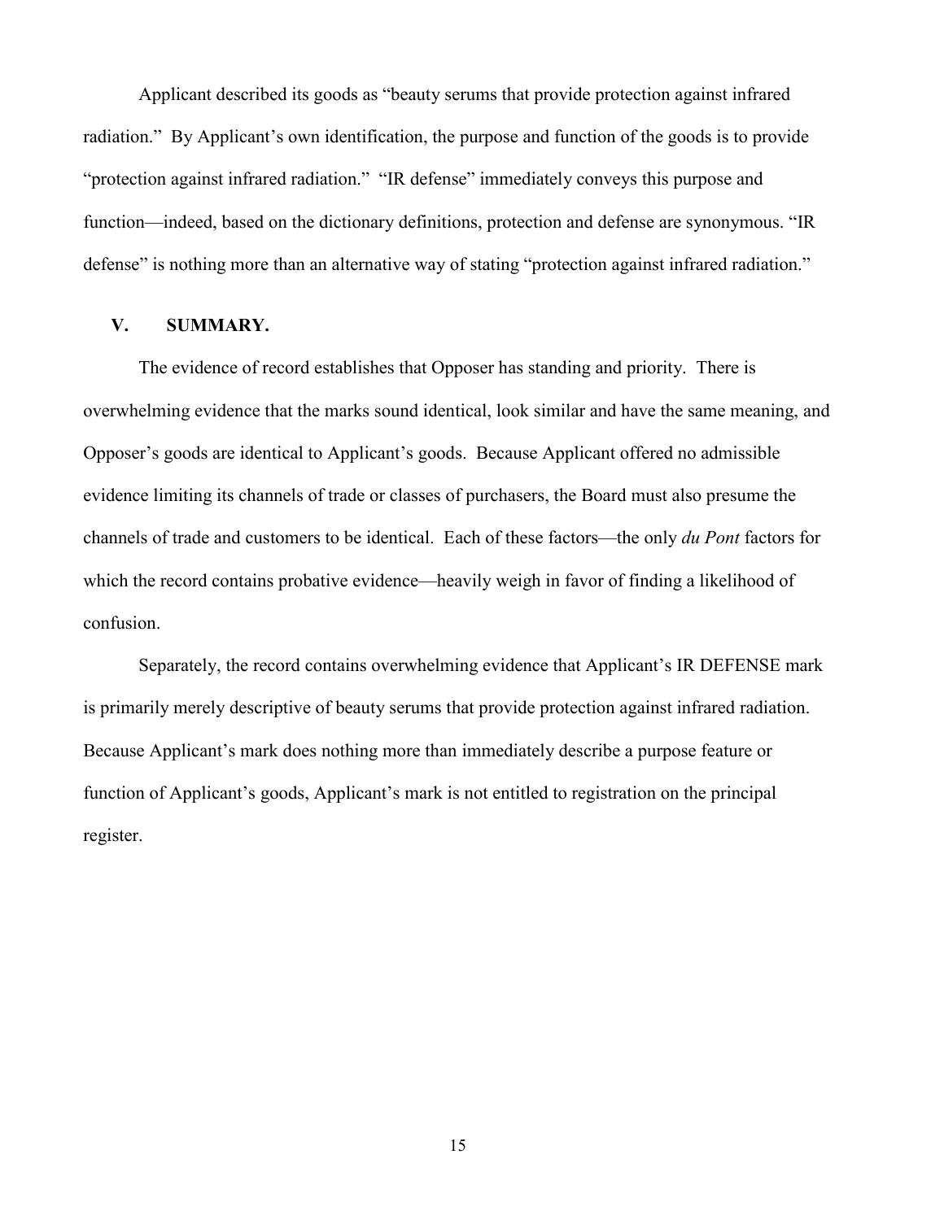Applicant described its goods as "beauty serums that provide protection against infrared radiation." By Applicant's own identification, the purpose and function of the goods is to provide "protection against infrared radiation." "IR defense" immediately conveys this purpose and function—indeed, based on the dictionary definitions, protection and defense are synonymous. "IR defense" is nothing more than an alternative way of stating "protection against infrared radiation."

## V. SUMMARY.

The evidence of record establishes that Opposer has standing and priority. There is overwhelming evidence that the marks sound identical, look similar and have the same meaning, and Opposer's goods are identical to Applicant's goods. Because Applicant offered no admissible evidence limiting its channels of trade or classes of purchasers, the Board must also presume the channels of trade and customers to be identical. Each of these factors—the only *du Pont* factors for which the record contains probative evidence—heavily weigh in favor of finding a likelihood of confusion.

Separately, the record contains overwhelming evidence that Applicant's IR DEFENSE mark is primarily merely descriptive of beauty serums that provide protection against infrared radiation. Because Applicant's mark does nothing more than immediately describe a purpose feature or function of Applicant's goods, Applicant's mark is not entitled to registration on the principal register.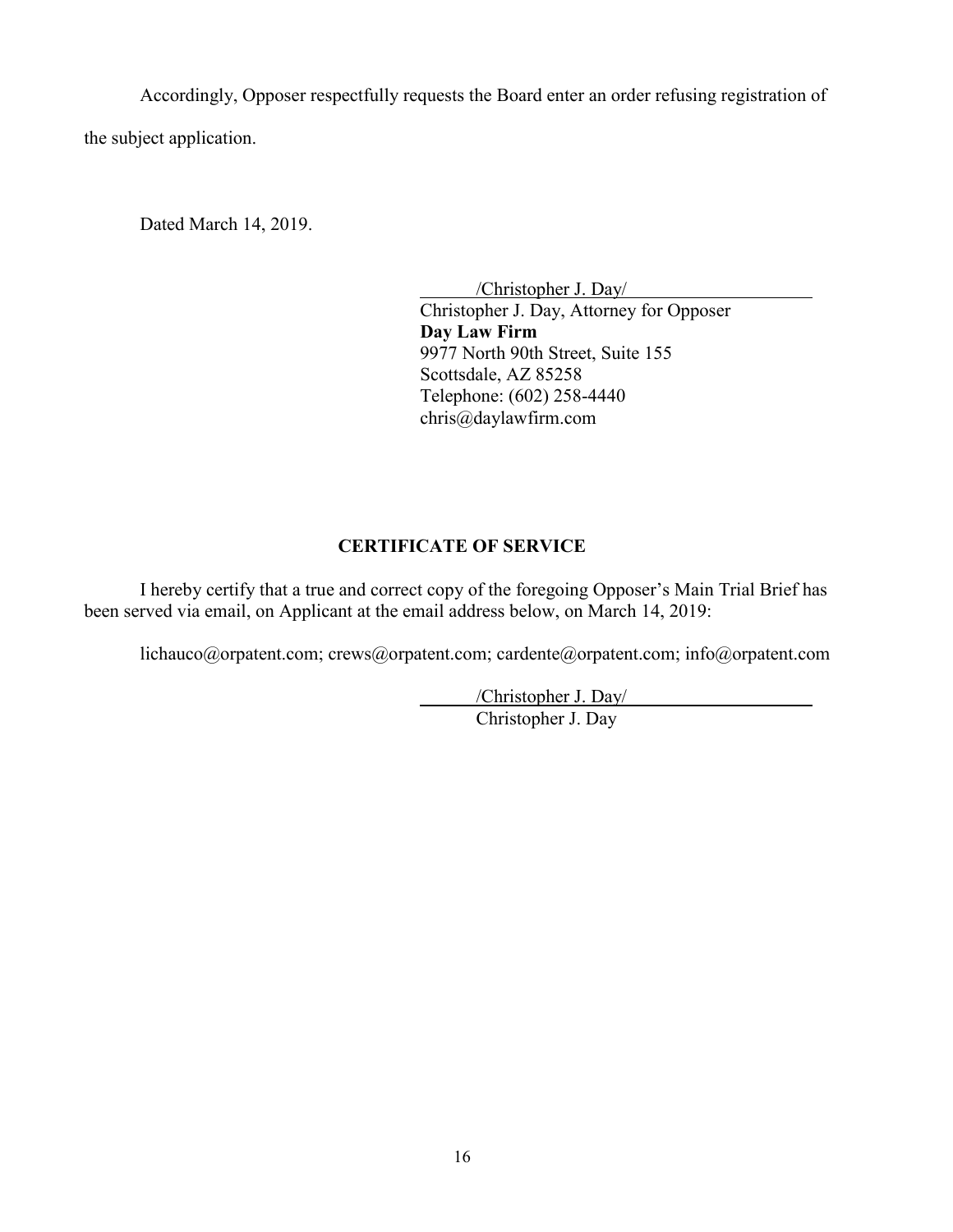Accordingly, Opposer respectfully requests the Board enter an order refusing registration of the subject application.

Dated March 14, 2019.

/Christopher J. Day/
Christopher J. Day, Attorney for Opposer
**Day Law Firm**
9977 North 90th Street, Suite 155
Scottsdale, AZ 85258
Telephone: (602) 258-4440
chris@daylawfirm.com

## CERTIFICATE OF SERVICE

I hereby certify that a true and correct copy of the foregoing Opposer's Main Trial Brief has been served via email, on Applicant at the email address below, on March 14, 2019:

lichauco@orpatent.com; crews@orpatent.com; cardente@orpatent.com; info@orpatent.com

/Christopher J. Day/
Christopher J. Day